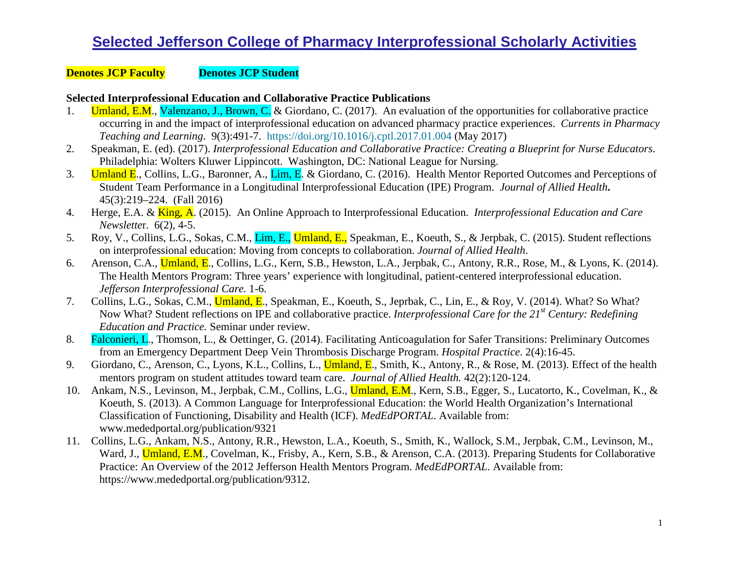# Selected Jefferson College of Pharmacy Interprofessional Scholarly Activities

**Denotes JCP Faculty** **Denotes JCP Student**

**Selected Interprofessional Education and Collaborative Practice Publications**

1. Umland, E.M., Valenzano, J., Brown, C. & Giordano, C. (2017). An evaluation of the opportunities for collaborative practice occurring in and the impact of interprofessional education on advanced pharmacy practice experiences. *Currents in Pharmacy Teaching and Learning*. 9(3):491-7. https://doi.org/10.1016/j.cptl.2017.01.004 (May 2017)
2. Speakman, E. (ed). (2017). *Interprofessional Education and Collaborative Practice: Creating a Blueprint for Nurse Educators*. Philadelphia: Wolters Kluwer Lippincott. Washington, DC: National League for Nursing.
3. Umland E., Collins, L.G., Baronner, A., Lim, E. & Giordano, C. (2016). Health Mentor Reported Outcomes and Perceptions of Student Team Performance in a Longitudinal Interprofessional Education (IPE) Program. *Journal of Allied Health***.** 45(3):219–224. (Fall 2016)
4. Herge, E.A. & King, A. (2015). An Online Approach to Interprofessional Education. *Interprofessional Education and Care Newsletter*. 6(2), 4-5.
5. Roy, V., Collins, L.G., Sokas, C.M., Lim, E., Umland, E., Speakman, E., Koeuth, S., & Jerpbak, C. (2015). Student reflections on interprofessional education: Moving from concepts to collaboration. *Journal of Allied Health*.
6. Arenson, C.A., Umland, E., Collins, L.G., Kern, S.B., Hewston, L.A., Jerpbak, C., Antony, R.R., Rose, M., & Lyons, K. (2014). The Health Mentors Program: Three years' experience with longitudinal, patient-centered interprofessional education. *Jefferson Interprofessional Care.* 1-6.
7. Collins, L.G., Sokas, C.M., Umland, E., Speakman, E., Koeuth, S., Jeprbak, C., Lin, E., & Roy, V. (2014). What? So What? Now What? Student reflections on IPE and collaborative practice. *Interprofessional Care for the 21st Century: Redefining Education and Practice.* Seminar under review.
8. Falconieri, L., Thomson, L., & Oettinger, G. (2014). Facilitating Anticoagulation for Safer Transitions: Preliminary Outcomes from an Emergency Department Deep Vein Thrombosis Discharge Program. *Hospital Practice*. 2(4):16-45.
9. Giordano, C., Arenson, C., Lyons, K.L., Collins, L., Umland, E., Smith, K., Antony, R., & Rose, M. (2013). Effect of the health mentors program on student attitudes toward team care. *Journal of Allied Health.* 42(2):120-124.
10. Ankam, N.S., Levinson, M., Jerpbak, C.M., Collins, L.G., Umland, E.M., Kern, S.B., Egger, S., Lucatorto, K., Covelman, K., & Koeuth, S. (2013). A Common Language for Interprofessional Education: the World Health Organization's International Classification of Functioning, Disability and Health (ICF). *MedEdPORTAL*. Available from: www.mededportal.org/publication/9321
11. Collins, L.G., Ankam, N.S., Antony, R.R., Hewston, L.A., Koeuth, S., Smith, K., Wallock, S.M., Jerpbak, C.M., Levinson, M., Ward, J., Umland, E.M., Covelman, K., Frisby, A., Kern, S.B., & Arenson, C.A. (2013). Preparing Students for Collaborative Practice: An Overview of the 2012 Jefferson Health Mentors Program. *MedEdPORTAL*. Available from: https://www.mededportal.org/publication/9312.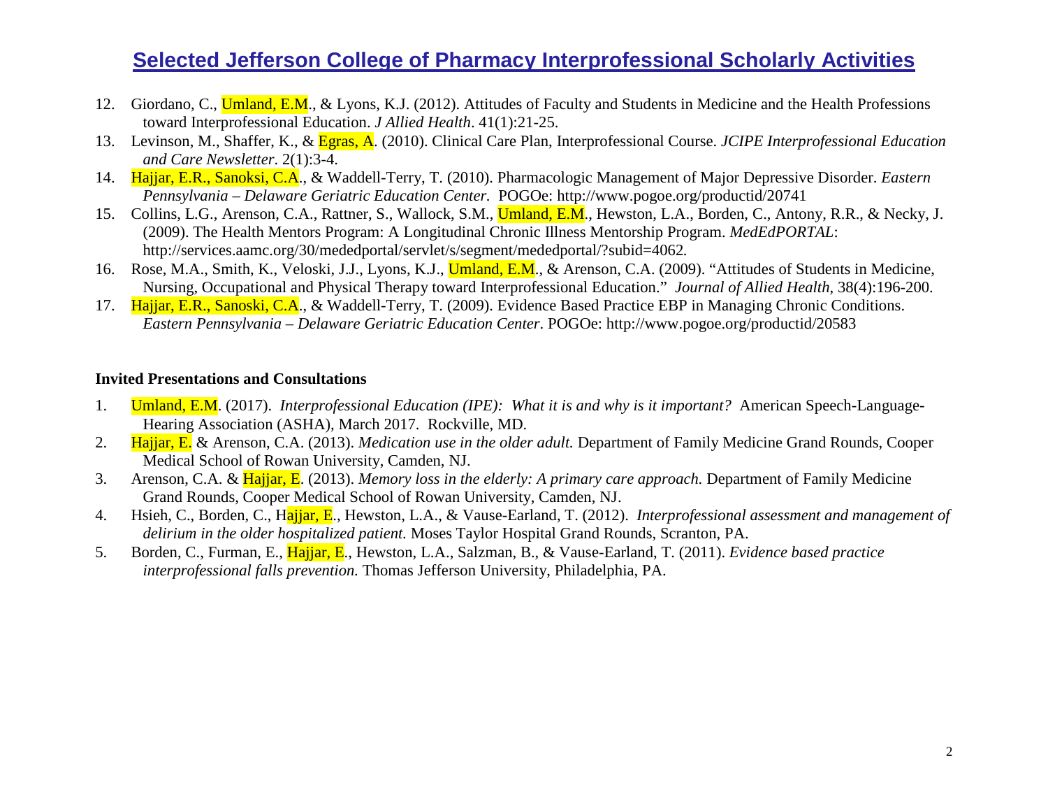# Selected Jefferson College of Pharmacy Interprofessional Scholarly Activities

12. Giordano, C., Umland, E.M., & Lyons, K.J. (2012). Attitudes of Faculty and Students in Medicine and the Health Professions toward Interprofessional Education. *J Allied Health*. 41(1):21-25.
13. Levinson, M., Shaffer, K., & Egras, A. (2010). Clinical Care Plan, Interprofessional Course. *JCIPE Interprofessional Education and Care Newsletter*. 2(1):3-4.
14. Hajjar, E.R., Sanoksi, C.A., & Waddell-Terry, T. (2010). Pharmacologic Management of Major Depressive Disorder. *Eastern Pennsylvania – Delaware Geriatric Education Center.* POGOe: http://www.pogoe.org/productid/20741
15. Collins, L.G., Arenson, C.A., Rattner, S., Wallock, S.M., Umland, E.M., Hewston, L.A., Borden, C., Antony, R.R., & Necky, J. (2009). The Health Mentors Program: A Longitudinal Chronic Illness Mentorship Program. *MedEdPORTAL*: http://services.aamc.org/30/mededportal/servlet/s/segment/mededportal/?subid=4062.
16. Rose, M.A., Smith, K., Veloski, J.J., Lyons, K.J., Umland, E.M., & Arenson, C.A. (2009). "Attitudes of Students in Medicine, Nursing, Occupational and Physical Therapy toward Interprofessional Education." *Journal of Allied Health*, 38(4):196-200.
17. Hajjar, E.R., Sanoski, C.A., & Waddell-Terry, T. (2009). Evidence Based Practice EBP in Managing Chronic Conditions. *Eastern Pennsylvania – Delaware Geriatric Education Center.* POGOe: http://www.pogoe.org/productid/20583

**Invited Presentations and Consultations**

1. Umland, E.M. (2017). *Interprofessional Education (IPE): What it is and why is it important?* American Speech-Language-Hearing Association (ASHA), March 2017. Rockville, MD.
2. Hajjar, E. & Arenson, C.A. (2013). *Medication use in the older adult.* Department of Family Medicine Grand Rounds, Cooper Medical School of Rowan University, Camden, NJ.
3. Arenson, C.A. & Hajjar, E. (2013). *Memory loss in the elderly: A primary care approach.* Department of Family Medicine Grand Rounds, Cooper Medical School of Rowan University, Camden, NJ.
4. Hsieh, C., Borden, C., Hajjar, E., Hewston, L.A., & Vause-Earland, T. (2012). *Interprofessional assessment and management of delirium in the older hospitalized patient.* Moses Taylor Hospital Grand Rounds, Scranton, PA.
5. Borden, C., Furman, E., Hajjar, E., Hewston, L.A., Salzman, B., & Vause-Earland, T. (2011). *Evidence based practice interprofessional falls prevention.* Thomas Jefferson University, Philadelphia, PA.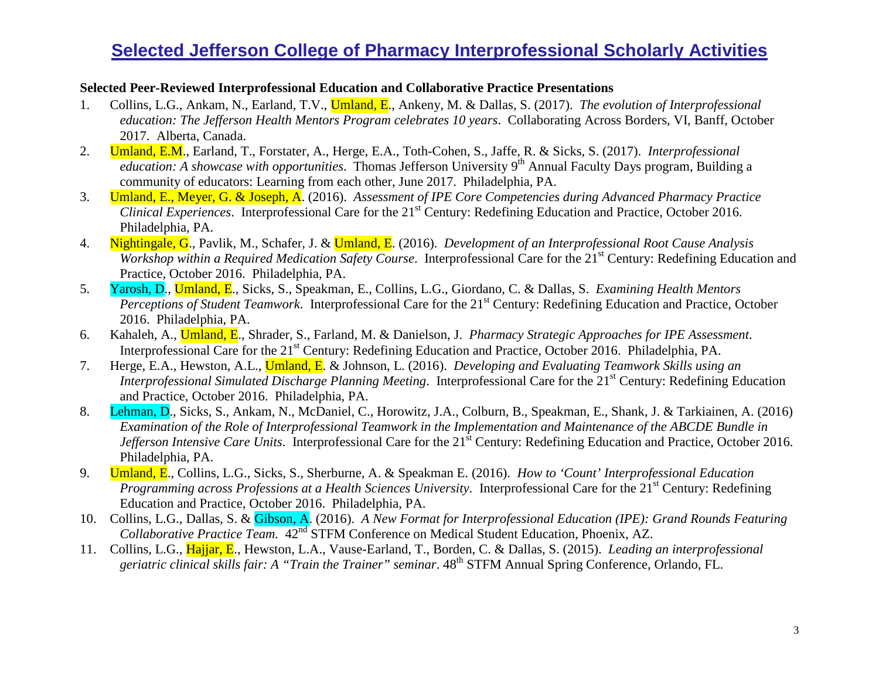# Selected Jefferson College of Pharmacy Interprofessional Scholarly Activities

**Selected Peer-Reviewed Interprofessional Education and Collaborative Practice Presentations**

1. Collins, L.G., Ankam, N., Earland, T.V., Umland, E., Ankeny, M. & Dallas, S. (2017). *The evolution of Interprofessional education: The Jefferson Health Mentors Program celebrates 10 years*. Collaborating Across Borders, VI, Banff, October 2017. Alberta, Canada.
2. Umland, E.M., Earland, T., Forstater, A., Herge, E.A., Toth-Cohen, S., Jaffe, R. & Sicks, S. (2017). *Interprofessional education: A showcase with opportunities*. Thomas Jefferson University 9th Annual Faculty Days program, Building a community of educators: Learning from each other, June 2017. Philadelphia, PA.
3. Umland, E., Meyer, G. & Joseph, A. (2016). *Assessment of IPE Core Competencies during Advanced Pharmacy Practice Clinical Experiences*. Interprofessional Care for the 21st Century: Redefining Education and Practice, October 2016. Philadelphia, PA.
4. Nightingale, G., Pavlik, M., Schafer, J. & Umland, E. (2016). *Development of an Interprofessional Root Cause Analysis Workshop within a Required Medication Safety Course*. Interprofessional Care for the 21st Century: Redefining Education and Practice, October 2016. Philadelphia, PA.
5. Yarosh, D., Umland, E., Sicks, S., Speakman, E., Collins, L.G., Giordano, C. & Dallas, S. *Examining Health Mentors Perceptions of Student Teamwork*. Interprofessional Care for the 21st Century: Redefining Education and Practice, October 2016. Philadelphia, PA.
6. Kahaleh, A., Umland, E., Shrader, S., Farland, M. & Danielson, J. *Pharmacy Strategic Approaches for IPE Assessment*. Interprofessional Care for the 21st Century: Redefining Education and Practice, October 2016. Philadelphia, PA.
7. Herge, E.A., Hewston, A.L., Umland, E. & Johnson, L. (2016). *Developing and Evaluating Teamwork Skills using an Interprofessional Simulated Discharge Planning Meeting*. Interprofessional Care for the 21st Century: Redefining Education and Practice, October 2016. Philadelphia, PA.
8. Lehman, D., Sicks, S., Ankam, N., McDaniel, C., Horowitz, J.A., Colburn, B., Speakman, E., Shank, J. & Tarkiainen, A. (2016) *Examination of the Role of Interprofessional Teamwork in the Implementation and Maintenance of the ABCDE Bundle in Jefferson Intensive Care Units*. Interprofessional Care for the 21st Century: Redefining Education and Practice, October 2016. Philadelphia, PA.
9. Umland, E., Collins, L.G., Sicks, S., Sherburne, A. & Speakman E. (2016). *How to 'Count' Interprofessional Education Programming across Professions at a Health Sciences University*. Interprofessional Care for the 21st Century: Redefining Education and Practice, October 2016. Philadelphia, PA.
10. Collins, L.G., Dallas, S. & Gibson, A. (2016). *A New Format for Interprofessional Education (IPE): Grand Rounds Featuring Collaborative Practice Team.* 42nd STFM Conference on Medical Student Education, Phoenix, AZ.
11. Collins, L.G., Hajjar, E., Hewston, L.A., Vause-Earland, T., Borden, C. & Dallas, S. (2015). *Leading an interprofessional geriatric clinical skills fair: A "Train the Trainer" seminar*. 48th STFM Annual Spring Conference, Orlando, FL.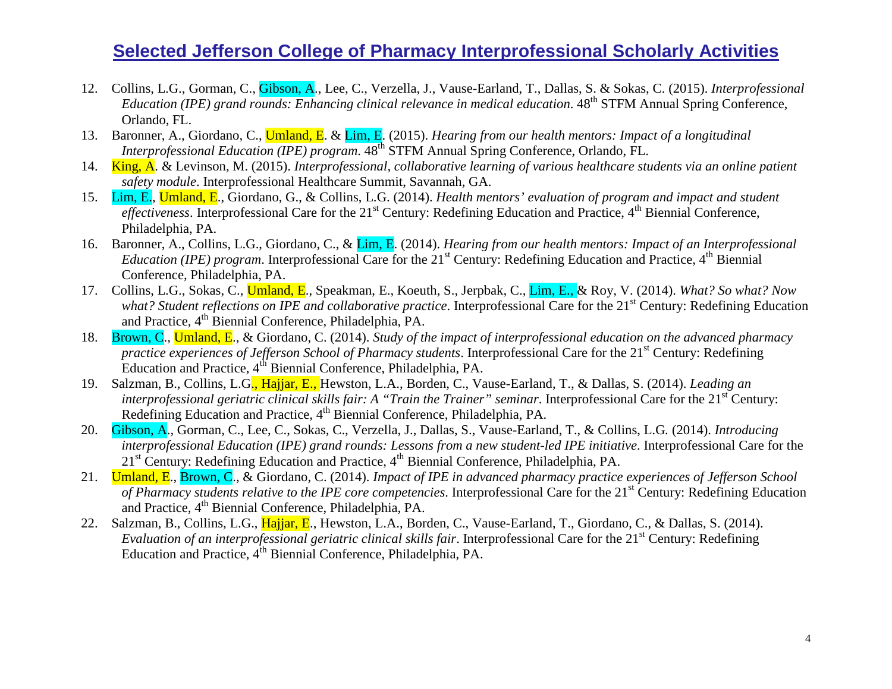# Selected Jefferson College of Pharmacy Interprofessional Scholarly Activities

12. Collins, L.G., Gorman, C., Gibson, A., Lee, C., Verzella, J., Vause-Earland, T., Dallas, S. & Sokas, C. (2015). *Interprofessional Education (IPE) grand rounds: Enhancing clinical relevance in medical education*. 48th STFM Annual Spring Conference, Orlando, FL.
13. Baronner, A., Giordano, C., Umland, E. & Lim, E. (2015). *Hearing from our health mentors: Impact of a longitudinal Interprofessional Education (IPE) program*. 48th STFM Annual Spring Conference, Orlando, FL.
14. King, A. & Levinson, M. (2015). *Interprofessional, collaborative learning of various healthcare students via an online patient safety module*. Interprofessional Healthcare Summit, Savannah, GA.
15. Lim, E., Umland, E., Giordano, G., & Collins, L.G. (2014). *Health mentors' evaluation of program and impact and student effectiveness*. Interprofessional Care for the 21st Century: Redefining Education and Practice, 4th Biennial Conference, Philadelphia, PA.
16. Baronner, A., Collins, L.G., Giordano, C., & Lim, E. (2014). *Hearing from our health mentors: Impact of an Interprofessional Education (IPE) program*. Interprofessional Care for the 21st Century: Redefining Education and Practice, 4th Biennial Conference, Philadelphia, PA.
17. Collins, L.G., Sokas, C., Umland, E., Speakman, E., Koeuth, S., Jerpbak, C., Lim, E., & Roy, V. (2014). *What? So what? Now what? Student reflections on IPE and collaborative practice*. Interprofessional Care for the 21st Century: Redefining Education and Practice, 4th Biennial Conference, Philadelphia, PA.
18. Brown, C., Umland, E., & Giordano, C. (2014). *Study of the impact of interprofessional education on the advanced pharmacy practice experiences of Jefferson School of Pharmacy students*. Interprofessional Care for the 21st Century: Redefining Education and Practice, 4th Biennial Conference, Philadelphia, PA.
19. Salzman, B., Collins, L.G., Hajjar, E., Hewston, L.A., Borden, C., Vause-Earland, T., & Dallas, S. (2014). *Leading an interprofessional geriatric clinical skills fair: A "Train the Trainer" seminar*. Interprofessional Care for the 21st Century: Redefining Education and Practice, 4th Biennial Conference, Philadelphia, PA.
20. Gibson, A., Gorman, C., Lee, C., Sokas, C., Verzella, J., Dallas, S., Vause-Earland, T., & Collins, L.G. (2014). *Introducing interprofessional Education (IPE) grand rounds: Lessons from a new student-led IPE initiative*. Interprofessional Care for the 21st Century: Redefining Education and Practice, 4th Biennial Conference, Philadelphia, PA.
21. Umland, E., Brown, C., & Giordano, C. (2014). *Impact of IPE in advanced pharmacy practice experiences of Jefferson School of Pharmacy students relative to the IPE core competencies*. Interprofessional Care for the 21st Century: Redefining Education and Practice, 4th Biennial Conference, Philadelphia, PA.
22. Salzman, B., Collins, L.G., Hajjar, E., Hewston, L.A., Borden, C., Vause-Earland, T., Giordano, C., & Dallas, S. (2014). *Evaluation of an interprofessional geriatric clinical skills fair*. Interprofessional Care for the 21st Century: Redefining Education and Practice, 4th Biennial Conference, Philadelphia, PA.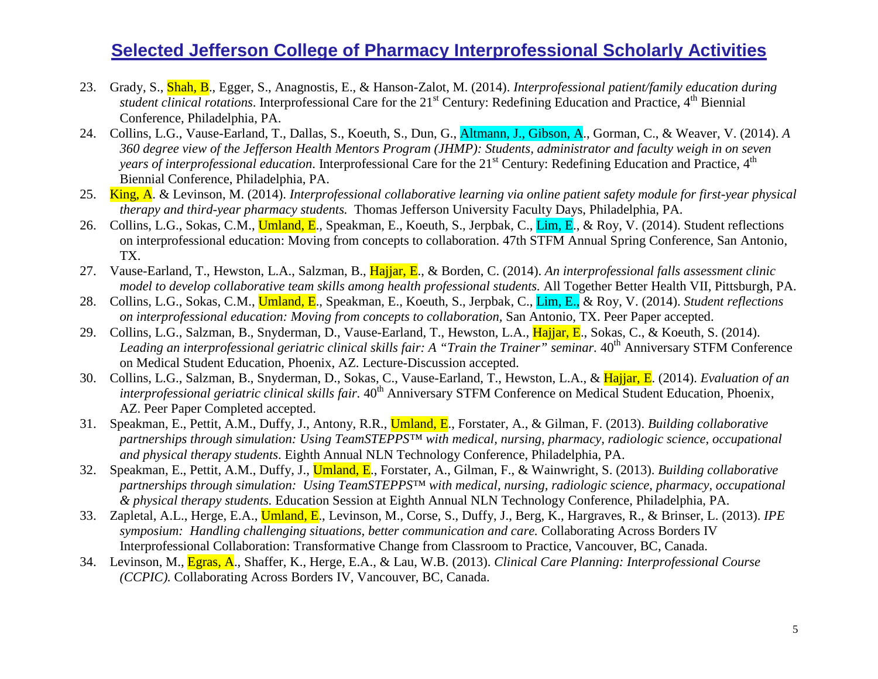## Selected Jefferson College of Pharmacy Interprofessional Scholarly Activities

23. Grady, S., Shah, B., Egger, S., Anagnostis, E., & Hanson-Zalot, M. (2014). *Interprofessional patient/family education during student clinical rotations*. Interprofessional Care for the 21st Century: Redefining Education and Practice, 4th Biennial Conference, Philadelphia, PA.
24. Collins, L.G., Vause-Earland, T., Dallas, S., Koeuth, S., Dun, G., Altmann, J., Gibson, A., Gorman, C., & Weaver, V. (2014). *A 360 degree view of the Jefferson Health Mentors Program (JHMP): Students, administrator and faculty weigh in on seven years of interprofessional education*. Interprofessional Care for the 21st Century: Redefining Education and Practice, 4th Biennial Conference, Philadelphia, PA.
25. King, A. & Levinson, M. (2014). *Interprofessional collaborative learning via online patient safety module for first-year physical therapy and third-year pharmacy students.* Thomas Jefferson University Faculty Days, Philadelphia, PA.
26. Collins, L.G., Sokas, C.M., Umland, E., Speakman, E., Koeuth, S., Jerpbak, C., Lim, E., & Roy, V. (2014). Student reflections on interprofessional education: Moving from concepts to collaboration. 47th STFM Annual Spring Conference, San Antonio, TX.
27. Vause-Earland, T., Hewston, L.A., Salzman, B., Hajjar, E., & Borden, C. (2014). *An interprofessional falls assessment clinic model to develop collaborative team skills among health professional students.* All Together Better Health VII, Pittsburgh, PA.
28. Collins, L.G., Sokas, C.M., Umland, E., Speakman, E., Koeuth, S., Jerpbak, C., Lim, E., & Roy, V. (2014). *Student reflections on interprofessional education: Moving from concepts to collaboration,* San Antonio, TX. Peer Paper accepted.
29. Collins, L.G., Salzman, B., Snyderman, D., Vause-Earland, T., Hewston, L.A., Hajjar, E., Sokas, C., & Koeuth, S. (2014). *Leading an interprofessional geriatric clinical skills fair: A "Train the Trainer" seminar*. 40th Anniversary STFM Conference on Medical Student Education, Phoenix, AZ. Lecture-Discussion accepted.
30. Collins, L.G., Salzman, B., Snyderman, D., Sokas, C., Vause-Earland, T., Hewston, L.A., & Hajjar, E. (2014). *Evaluation of an interprofessional geriatric clinical skills fair*. 40th Anniversary STFM Conference on Medical Student Education, Phoenix, AZ. Peer Paper Completed accepted.
31. Speakman, E., Pettit, A.M., Duffy, J., Antony, R.R., Umland, E., Forstater, A., & Gilman, F. (2013). *Building collaborative partnerships through simulation: Using TeamSTEPPS™ with medical, nursing, pharmacy, radiologic science, occupational and physical therapy students*. Eighth Annual NLN Technology Conference, Philadelphia, PA.
32. Speakman, E., Pettit, A.M., Duffy, J., Umland, E., Forstater, A., Gilman, F., & Wainwright, S. (2013). *Building collaborative partnerships through simulation: Using TeamSTEPPS™ with medical, nursing, radiologic science, pharmacy, occupational & physical therapy students.* Education Session at Eighth Annual NLN Technology Conference, Philadelphia, PA.
33. Zapletal, A.L., Herge, E.A., Umland, E., Levinson, M., Corse, S., Duffy, J., Berg, K., Hargraves, R., & Brinser, L. (2013). *IPE symposium: Handling challenging situations, better communication and care.* Collaborating Across Borders IV Interprofessional Collaboration: Transformative Change from Classroom to Practice, Vancouver, BC, Canada.
34. Levinson, M., Egras, A., Shaffer, K., Herge, E.A., & Lau, W.B. (2013). *Clinical Care Planning: Interprofessional Course (CCPIC).* Collaborating Across Borders IV, Vancouver, BC, Canada.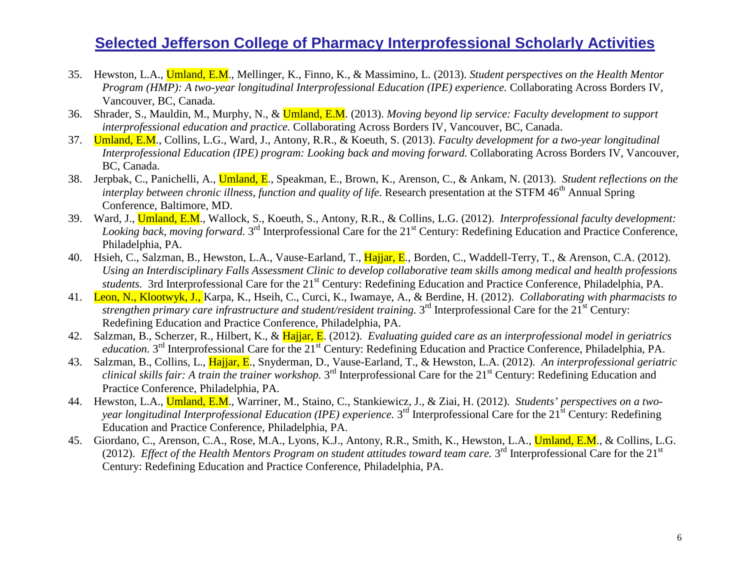# Selected Jefferson College of Pharmacy Interprofessional Scholarly Activities

35. Hewston, L.A., Umland, E.M., Mellinger, K., Finno, K., & Massimino, L. (2013). *Student perspectives on the Health Mentor Program (HMP): A two-year longitudinal Interprofessional Education (IPE) experience.* Collaborating Across Borders IV, Vancouver, BC, Canada.
36. Shrader, S., Mauldin, M., Murphy, N., & Umland, E.M. (2013). *Moving beyond lip service: Faculty development to support interprofessional education and practice.* Collaborating Across Borders IV, Vancouver, BC, Canada.
37. Umland, E.M., Collins, L.G., Ward, J., Antony, R.R., & Koeuth, S. (2013). *Faculty development for a two-year longitudinal Interprofessional Education (IPE) program: Looking back and moving forward.* Collaborating Across Borders IV, Vancouver, BC, Canada.
38. Jerpbak, C., Panichelli, A., Umland, E., Speakman, E., Brown, K., Arenson, C., & Ankam, N. (2013). *Student reflections on the interplay between chronic illness, function and quality of life*. Research presentation at the STFM 46th Annual Spring Conference, Baltimore, MD.
39. Ward, J., Umland, E.M., Wallock, S., Koeuth, S., Antony, R.R., & Collins, L.G. (2012). *Interprofessional faculty development: Looking back, moving forward.* 3rd Interprofessional Care for the 21st Century: Redefining Education and Practice Conference, Philadelphia, PA.
40. Hsieh, C., Salzman, B., Hewston, L.A., Vause-Earland, T., Hajjar, E., Borden, C., Waddell-Terry, T., & Arenson, C.A. (2012). *Using an Interdisciplinary Falls Assessment Clinic to develop collaborative team skills among medical and health professions students.* 3rd Interprofessional Care for the 21st Century: Redefining Education and Practice Conference, Philadelphia, PA.
41. Leon, N., Klootwyk, J., Karpa, K., Hseih, C., Curci, K., Iwamaye, A., & Berdine, H. (2012). *Collaborating with pharmacists to strengthen primary care infrastructure and student/resident training.* 3rd Interprofessional Care for the 21st Century: Redefining Education and Practice Conference, Philadelphia, PA.
42. Salzman, B., Scherzer, R., Hilbert, K., & Hajjar, E. (2012). *Evaluating guided care as an interprofessional model in geriatrics education.* 3rd Interprofessional Care for the 21st Century: Redefining Education and Practice Conference, Philadelphia, PA.
43. Salzman, B., Collins, L., Hajjar, E., Snyderman, D., Vause-Earland, T., & Hewston, L.A. (2012). *An interprofessional geriatric clinical skills fair: A train the trainer workshop.* 3rd Interprofessional Care for the 21st Century: Redefining Education and Practice Conference, Philadelphia, PA.
44. Hewston, L.A., Umland, E.M., Warriner, M., Staino, C., Stankiewicz, J., & Ziai, H. (2012). *Students' perspectives on a two-year longitudinal Interprofessional Education (IPE) experience.* 3rd Interprofessional Care for the 21st Century: Redefining Education and Practice Conference, Philadelphia, PA.
45. Giordano, C., Arenson, C.A., Rose, M.A., Lyons, K.J., Antony, R.R., Smith, K., Hewston, L.A., Umland, E.M., & Collins, L.G. (2012). *Effect of the Health Mentors Program on student attitudes toward team care.* 3rd Interprofessional Care for the 21st Century: Redefining Education and Practice Conference, Philadelphia, PA.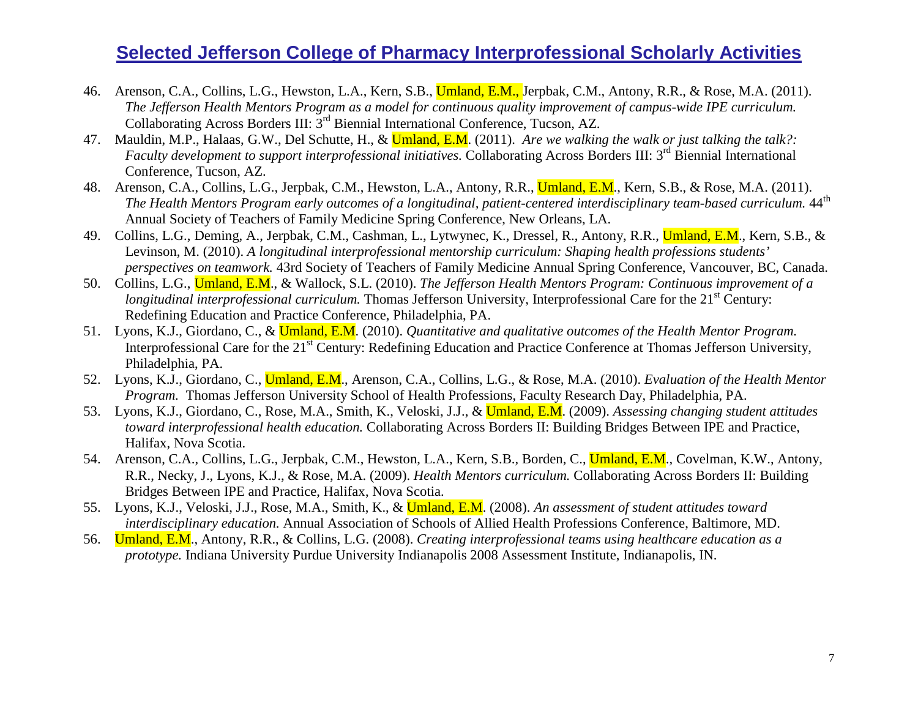# Selected Jefferson College of Pharmacy Interprofessional Scholarly Activities

46. Arenson, C.A., Collins, L.G., Hewston, L.A., Kern, S.B., Umland, E.M., Jerpbak, C.M., Antony, R.R., & Rose, M.A. (2011). *The Jefferson Health Mentors Program as a model for continuous quality improvement of campus-wide IPE curriculum.* Collaborating Across Borders III: 3rd Biennial International Conference, Tucson, AZ.
47. Mauldin, M.P., Halaas, G.W., Del Schutte, H., & Umland, E.M. (2011). *Are we walking the walk or just talking the talk?: Faculty development to support interprofessional initiatives.* Collaborating Across Borders III: 3rd Biennial International Conference, Tucson, AZ.
48. Arenson, C.A., Collins, L.G., Jerpbak, C.M., Hewston, L.A., Antony, R.R., Umland, E.M., Kern, S.B., & Rose, M.A. (2011). *The Health Mentors Program early outcomes of a longitudinal, patient-centered interdisciplinary team-based curriculum.* 44th Annual Society of Teachers of Family Medicine Spring Conference, New Orleans, LA.
49. Collins, L.G., Deming, A., Jerpbak, C.M., Cashman, L., Lytwynec, K., Dressel, R., Antony, R.R., Umland, E.M., Kern, S.B., & Levinson, M. (2010). *A longitudinal interprofessional mentorship curriculum: Shaping health professions students' perspectives on teamwork.* 43rd Society of Teachers of Family Medicine Annual Spring Conference, Vancouver, BC, Canada.
50. Collins, L.G., Umland, E.M., & Wallock, S.L. (2010). *The Jefferson Health Mentors Program: Continuous improvement of a longitudinal interprofessional curriculum.* Thomas Jefferson University, Interprofessional Care for the 21st Century: Redefining Education and Practice Conference, Philadelphia, PA.
51. Lyons, K.J., Giordano, C., & Umland, E.M. (2010). *Quantitative and qualitative outcomes of the Health Mentor Program.* Interprofessional Care for the 21st Century: Redefining Education and Practice Conference at Thomas Jefferson University, Philadelphia, PA.
52. Lyons, K.J., Giordano, C., Umland, E.M., Arenson, C.A., Collins, L.G., & Rose, M.A. (2010). *Evaluation of the Health Mentor Program.* Thomas Jefferson University School of Health Professions, Faculty Research Day, Philadelphia, PA.
53. Lyons, K.J., Giordano, C., Rose, M.A., Smith, K., Veloski, J.J., & Umland, E.M. (2009). *Assessing changing student attitudes toward interprofessional health education.* Collaborating Across Borders II: Building Bridges Between IPE and Practice, Halifax, Nova Scotia.
54. Arenson, C.A., Collins, L.G., Jerpbak, C.M., Hewston, L.A., Kern, S.B., Borden, C., Umland, E.M., Covelman, K.W., Antony, R.R., Necky, J., Lyons, K.J., & Rose, M.A. (2009). *Health Mentors curriculum.* Collaborating Across Borders II: Building Bridges Between IPE and Practice, Halifax, Nova Scotia.
55. Lyons, K.J., Veloski, J.J., Rose, M.A., Smith, K., & Umland, E.M. (2008). *An assessment of student attitudes toward interdisciplinary education.* Annual Association of Schools of Allied Health Professions Conference, Baltimore, MD.
56. Umland, E.M., Antony, R.R., & Collins, L.G. (2008). *Creating interprofessional teams using healthcare education as a prototype.* Indiana University Purdue University Indianapolis 2008 Assessment Institute, Indianapolis, IN.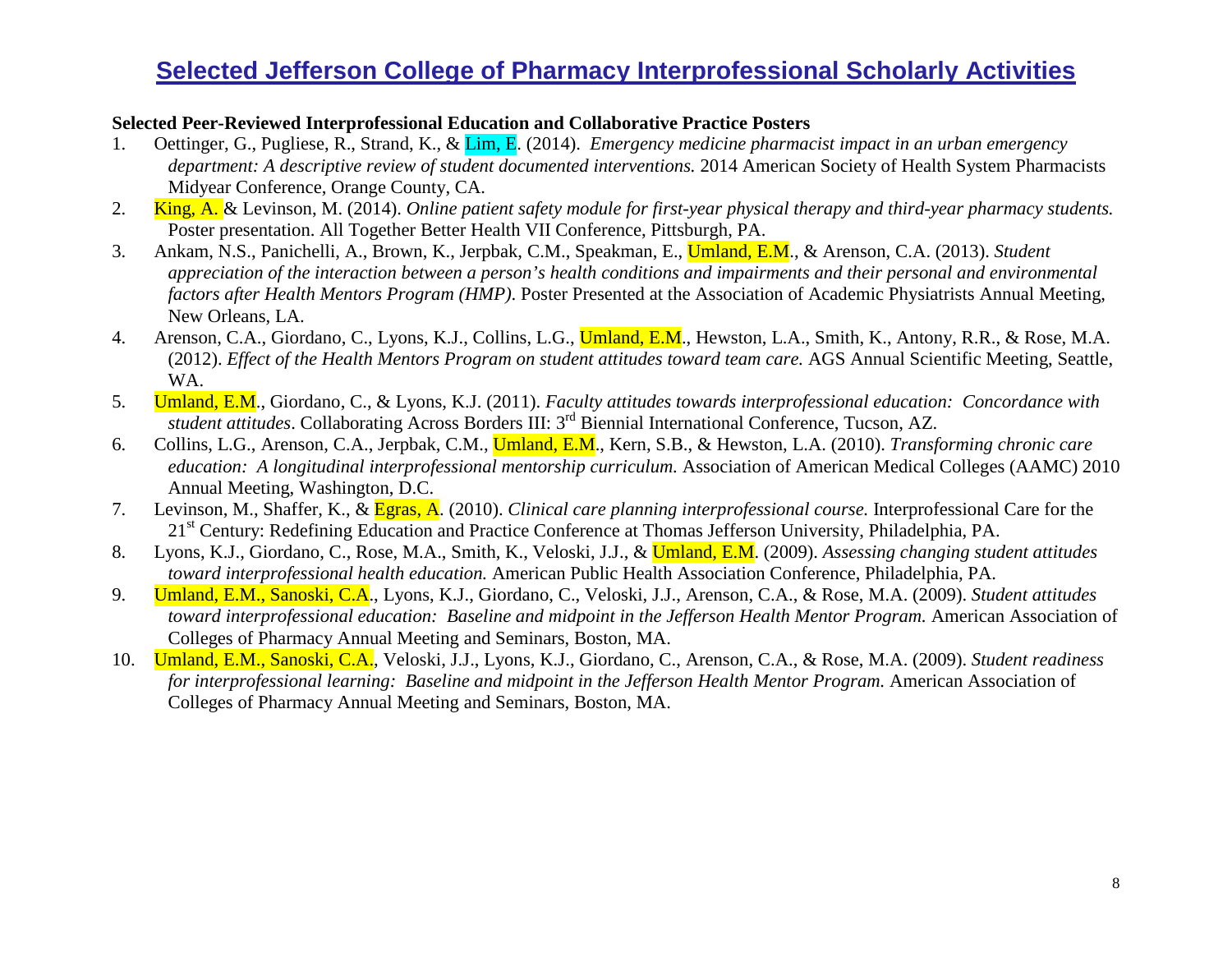# Selected Jefferson College of Pharmacy Interprofessional Scholarly Activities

**Selected Peer-Reviewed Interprofessional Education and Collaborative Practice Posters**

1. Oettinger, G., Pugliese, R., Strand, K., & Lim, E. (2014). *Emergency medicine pharmacist impact in an urban emergency department: A descriptive review of student documented interventions.* 2014 American Society of Health System Pharmacists Midyear Conference, Orange County, CA.
2. King, A. & Levinson, M. (2014). *Online patient safety module for first-year physical therapy and third-year pharmacy students.* Poster presentation. All Together Better Health VII Conference, Pittsburgh, PA.
3. Ankam, N.S., Panichelli, A., Brown, K., Jerpbak, C.M., Speakman, E., Umland, E.M., & Arenson, C.A. (2013). *Student appreciation of the interaction between a person's health conditions and impairments and their personal and environmental factors after Health Mentors Program (HMP).* Poster Presented at the Association of Academic Physiatrists Annual Meeting, New Orleans, LA.
4. Arenson, C.A., Giordano, C., Lyons, K.J., Collins, L.G., Umland, E.M., Hewston, L.A., Smith, K., Antony, R.R., & Rose, M.A. (2012). *Effect of the Health Mentors Program on student attitudes toward team care.* AGS Annual Scientific Meeting, Seattle, WA.
5. Umland, E.M., Giordano, C., & Lyons, K.J. (2011). *Faculty attitudes towards interprofessional education: Concordance with student attitudes*. Collaborating Across Borders III: 3rd Biennial International Conference, Tucson, AZ.
6. Collins, L.G., Arenson, C.A., Jerpbak, C.M., Umland, E.M., Kern, S.B., & Hewston, L.A. (2010). *Transforming chronic care education: A longitudinal interprofessional mentorship curriculum.* Association of American Medical Colleges (AAMC) 2010 Annual Meeting, Washington, D.C.
7. Levinson, M., Shaffer, K., & Egras, A. (2010). *Clinical care planning interprofessional course.* Interprofessional Care for the 21st Century: Redefining Education and Practice Conference at Thomas Jefferson University, Philadelphia, PA.
8. Lyons, K.J., Giordano, C., Rose, M.A., Smith, K., Veloski, J.J., & Umland, E.M. (2009). *Assessing changing student attitudes toward interprofessional health education.* American Public Health Association Conference, Philadelphia, PA.
9. Umland, E.M., Sanoski, C.A., Lyons, K.J., Giordano, C., Veloski, J.J., Arenson, C.A., & Rose, M.A. (2009). *Student attitudes toward interprofessional education: Baseline and midpoint in the Jefferson Health Mentor Program.* American Association of Colleges of Pharmacy Annual Meeting and Seminars, Boston, MA.
10. Umland, E.M., Sanoski, C.A., Veloski, J.J., Lyons, K.J., Giordano, C., Arenson, C.A., & Rose, M.A. (2009). *Student readiness for interprofessional learning: Baseline and midpoint in the Jefferson Health Mentor Program.* American Association of Colleges of Pharmacy Annual Meeting and Seminars, Boston, MA.